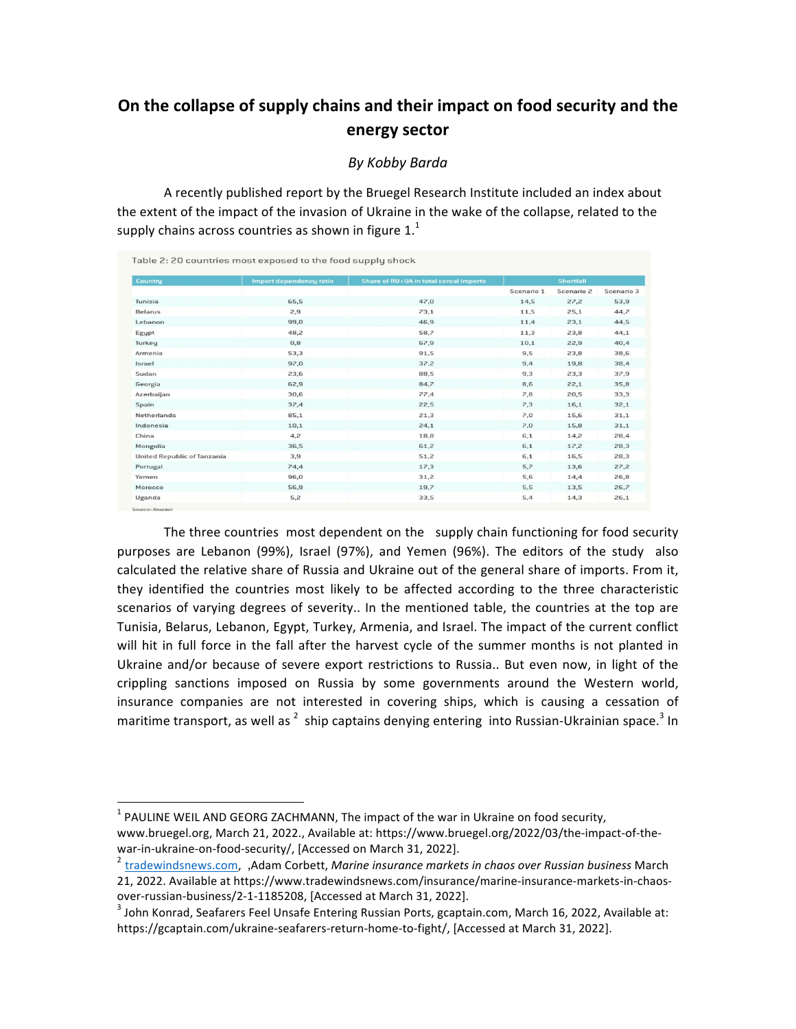# On the collapse of supply chains and their impact on food security and the energy sector

*By Kobby Barda*

A recently published report by the Bruegel Research Institute included an index about the extent of the impact of the invasion of Ukraine in the wake of the collapse, related to the supply chains across countries as shown in figure 1.[1]

Table 2: 20 countries most exposed to the food supply shock

| Country | Import dependency ratio | Share of RU+UA in total cereal imports | Shortfall | | |
|---|---|---|---|---|---|
| | | | Scenario 1 | Scenario 2 | Scenario 3 |
| Tunisia | 65,5 | 47,0 | 14,5 | 27,2 | 53,9 |
| Belarus | 2,9 | 73,1 | 11,5 | 25,1 | 44,7 |
| Lebanon | 99,0 | 46,9 | 11,4 | 23,1 | 44,5 |
| Egypt | 48,2 | 58,7 | 11,3 | 23,8 | 44,1 |
| Turkey | 0,8 | 67,9 | 10,1 | 22,9 | 40,4 |
| Armenia | 53,3 | 91,5 | 9,5 | 23,8 | 38,6 |
| Israel | 97,0 | 37,2 | 9,4 | 19,8 | 38,4 |
| Sudan | 23,6 | 88,5 | 9,3 | 23,3 | 37,9 |
| Georgia | 62,9 | 84,7 | 8,6 | 22,1 | 35,8 |
| Azerbaijan | 30,6 | 77,4 | 7,8 | 20,5 | 33,3 |
| Spain | 37,4 | 22,5 | 7,3 | 16,1 | 32,1 |
| Netherlands | 85,1 | 21,3 | 7,0 | 15,6 | 31,1 |
| Indonesia | 10,1 | 24,1 | 7,0 | 15,8 | 31,1 |
| China | 4,2 | 18,8 | 6,1 | 14,2 | 28,4 |
| Mongolia | 36,5 | 61,2 | 6,1 | 17,2 | 28,3 |
| United Republic of Tanzania | 3,9 | 51,2 | 6,1 | 16,5 | 28,3 |
| Portugal | 74,4 | 17,3 | 5,7 | 13,6 | 27,2 |
| Yemen | 96,0 | 31,2 | 5,6 | 14,4 | 26,8 |
| Morocco | 56,9 | 19,7 | 5,5 | 13,5 | 26,7 |
| Uganda | 5,2 | 33,5 | 5,4 | 14,3 | 26,1 |

Source: Bruegel

The three countries most dependent on the supply chain functioning for food security purposes are Lebanon (99%), Israel (97%), and Yemen (96%). The editors of the study also calculated the relative share of Russia and Ukraine out of the general share of imports. From it, they identified the countries most likely to be affected according to the three characteristic scenarios of varying degrees of severity.. In the mentioned table, the countries at the top are Tunisia, Belarus, Lebanon, Egypt, Turkey, Armenia, and Israel. The impact of the current conflict will hit in full force in the fall after the harvest cycle of the summer months is not planted in Ukraine and/or because of severe export restrictions to Russia.. But even now, in light of the crippling sanctions imposed on Russia by some governments around the Western world, insurance companies are not interested in covering ships, which is causing a cessation of maritime transport, as well as [2] ship captains denying entering into Russian-Ukrainian space.[3] In

---

[1] PAULINE WEIL AND GEORG ZACHMANN, The impact of the war in Ukraine on food security, www.bruegel.org, March 21, 2022., Available at: https://www.bruegel.org/2022/03/the-impact-of-the-war-in-ukraine-on-food-security/, [Accessed on March 31, 2022].

[2] tradewindsnews.com, ,Adam Corbett, *Marine insurance markets in chaos over Russian business* March 21, 2022. Available at https://www.tradewindsnews.com/insurance/marine-insurance-markets-in-chaos-over-russian-business/2-1-1185208, [Accessed at March 31, 2022].

[3] John Konrad, Seafarers Feel Unsafe Entering Russian Ports, gcaptain.com, March 16, 2022, Available at: https://gcaptain.com/ukraine-seafarers-return-home-to-fight/, [Accessed at March 31, 2022].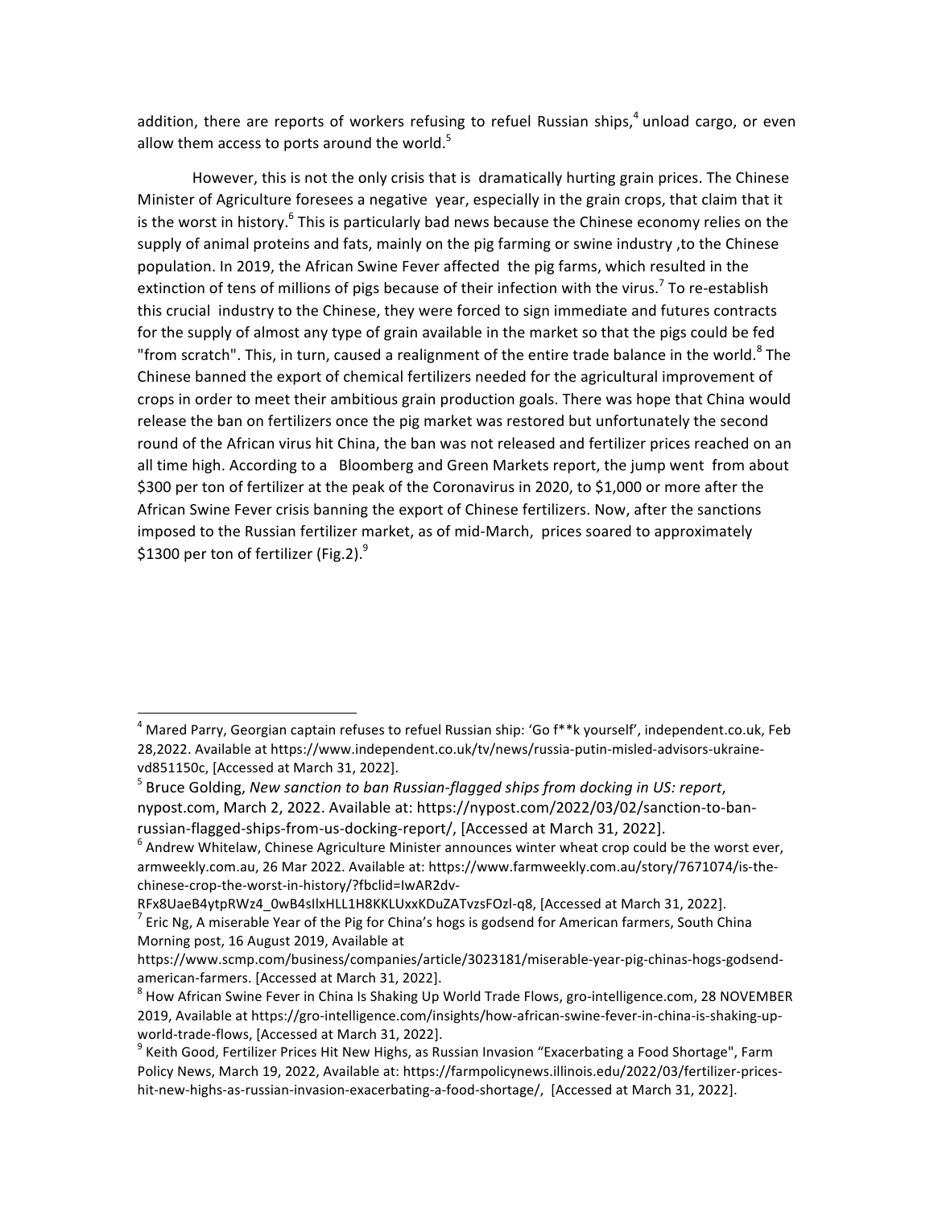addition, there are reports of workers refusing to refuel Russian ships,[4] unload cargo, or even allow them access to ports around the world.[5]

However, this is not the only crisis that is dramatically hurting grain prices. The Chinese Minister of Agriculture foresees a negative year, especially in the grain crops, that claim that it is the worst in history.[6] This is particularly bad news because the Chinese economy relies on the supply of animal proteins and fats, mainly on the pig farming or swine industry ,to the Chinese population. In 2019, the African Swine Fever affected the pig farms, which resulted in the extinction of tens of millions of pigs because of their infection with the virus.[7] To re-establish this crucial industry to the Chinese, they were forced to sign immediate and futures contracts for the supply of almost any type of grain available in the market so that the pigs could be fed "from scratch". This, in turn, caused a realignment of the entire trade balance in the world.[8] The Chinese banned the export of chemical fertilizers needed for the agricultural improvement of crops in order to meet their ambitious grain production goals. There was hope that China would release the ban on fertilizers once the pig market was restored but unfortunately the second round of the African virus hit China, the ban was not released and fertilizer prices reached on an all time high. According to a Bloomberg and Green Markets report, the jump went from about $300 per ton of fertilizer at the peak of the Coronavirus in 2020, to $1,000 or more after the African Swine Fever crisis banning the export of Chinese fertilizers. Now, after the sanctions imposed to the Russian fertilizer market, as of mid-March, prices soared to approximately $1300 per ton of fertilizer (Fig.2).[9]

---

[4] Mared Parry, Georgian captain refuses to refuel Russian ship: 'Go f**k yourself', independent.co.uk, Feb 28,2022. Available at https://www.independent.co.uk/tv/news/russia-putin-misled-advisors-ukraine-vd851150c, [Accessed at March 31, 2022].

[5] Bruce Golding, *New sanction to ban Russian-flagged ships from docking in US: report*, nypost.com, March 2, 2022. Available at: https://nypost.com/2022/03/02/sanction-to-ban-russian-flagged-ships-from-docking-in-us-report/, [Accessed at March 31, 2022].

[6] Andrew Whitelaw, Chinese Agriculture Minister announces winter wheat crop could be the worst ever, armweekly.com.au, 26 Mar 2022. Available at: https://www.farmweekly.com.au/story/7671074/is-the-chinese-crop-the-worst-in-history/?fbclid=IwAR2dv-RFx8UaeB4ytpRWz4_0wB4sIlxHLL1H8KKLUxxKDuZATvzsFOzl-q8, [Accessed at March 31, 2022].

[7] Eric Ng, A miserable Year of the Pig for China's hogs is godsend for American farmers, South China Morning post, 16 August 2019, Available at https://www.scmp.com/business/companies/article/3023181/miserable-year-pig-chinas-hogs-godsend-american-farmers. [Accessed at March 31, 2022].

[8] How African Swine Fever in China Is Shaking Up World Trade Flows, gro-intelligence.com, 28 NOVEMBER 2019, Available at https://gro-intelligence.com/insights/how-african-swine-fever-in-china-is-shaking-up-world-trade-flows, [Accessed at March 31, 2022].

[9] Keith Good, Fertilizer Prices Hit New Highs, as Russian Invasion "Exacerbating a Food Shortage", Farm Policy News, March 19, 2022, Available at: https://farmpolicynews.illinois.edu/2022/03/fertilizer-prices-hit-new-highs-as-russian-invasion-exacerbating-a-food-shortage/, [Accessed at March 31, 2022].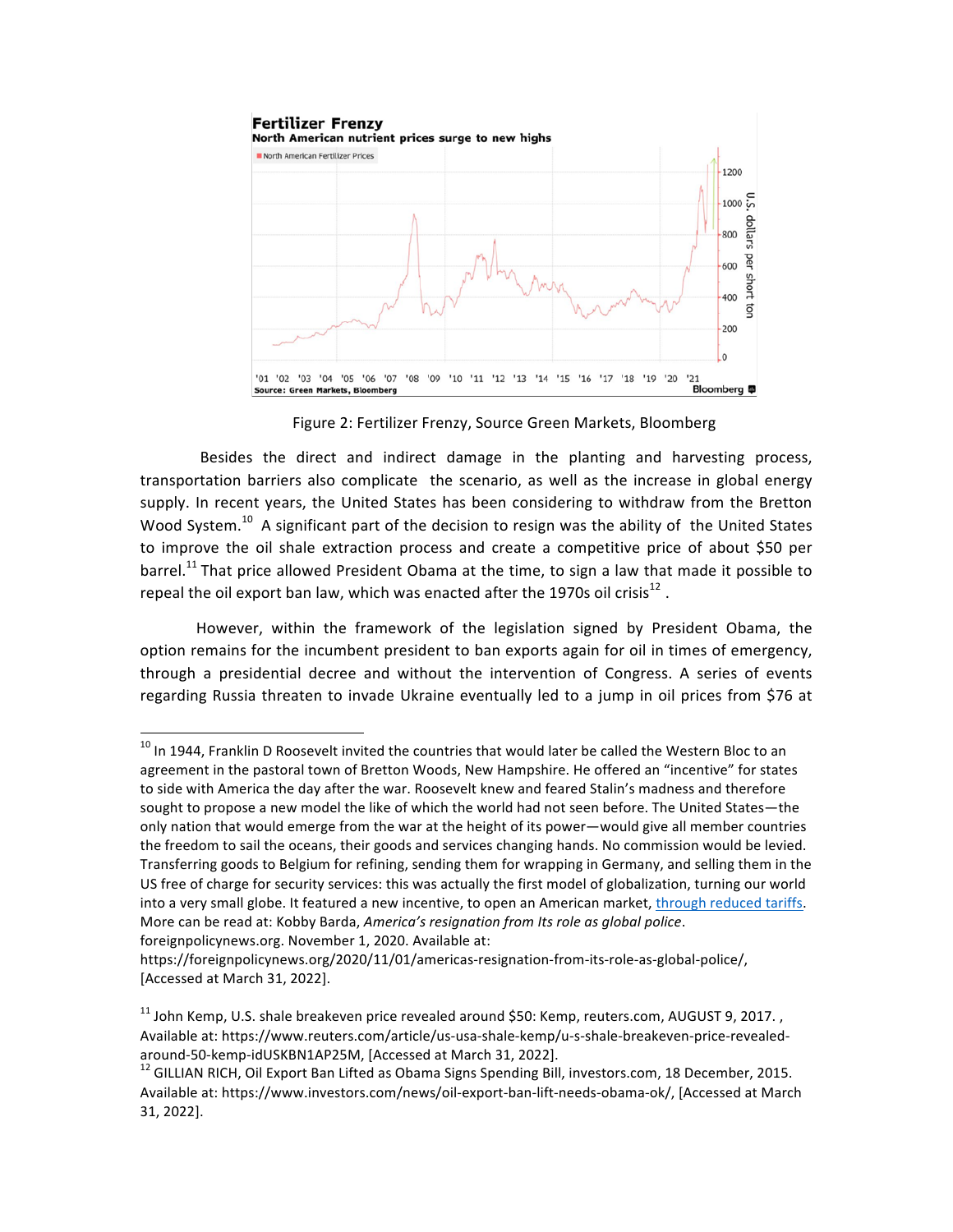Figure 2: Fertilizer Frenzy, Source Green Markets, Bloomberg

Besides the direct and indirect damage in the planting and harvesting process, transportation barriers also complicate the scenario, as well as the increase in global energy supply. In recent years, the United States has been considering to withdraw from the Bretton Wood System.[10] A significant part of the decision to resign was the ability of the United States to improve the oil shale extraction process and create a competitive price of about $50 per barrel.[11] That price allowed President Obama at the time, to sign a law that made it possible to repeal the oil export ban law, which was enacted after the 1970s oil crisis[12].

However, within the framework of the legislation signed by President Obama, the option remains for the incumbent president to ban exports again for oil in times of emergency, through a presidential decree and without the intervention of Congress. A series of events regarding Russia threaten to invade Ukraine eventually led to a jump in oil prices from $76 at

---

[10] In 1944, Franklin D Roosevelt invited the countries that would later be called the Western Bloc to an agreement in the pastoral town of Bretton Woods, New Hampshire. He offered an "incentive" for states to side with America the day after the war. Roosevelt knew and feared Stalin's madness and therefore sought to propose a new model the like of which the world had not seen before. The United States—the only nation that would emerge from the war at the height of its power—would give all member countries the freedom to sail the oceans, their goods and services changing hands. No commission would be levied. Transferring goods to Belgium for refining, sending them for wrapping in Germany, and selling them in the US free of charge for security services: this was actually the first model of globalization, turning our world into a very small globe. It featured a new incentive, to open an American market, through reduced tariffs. More can be read at: Kobby Barda, *America's resignation from Its role as global police*. foreignpolicynews.org. November 1, 2020. Available at: https://foreignpolicynews.org/2020/11/01/americas-resignation-from-its-role-as-global-police/, [Accessed at March 31, 2022].

[11] John Kemp, U.S. shale breakeven price revealed around $50: Kemp, reuters.com, AUGUST 9, 2017. , Available at: https://www.reuters.com/article/us-usa-shale-kemp/u-s-shale-breakeven-price-revealed-around-50-kemp-idUSKBN1AP25M, [Accessed at March 31, 2022].

[12] GILLIAN RICH, Oil Export Ban Lifted as Obama Signs Spending Bill, investors.com, 18 December, 2015. Available at: https://www.investors.com/news/oil-export-ban-lift-needs-obama-ok/, [Accessed at March 31, 2022].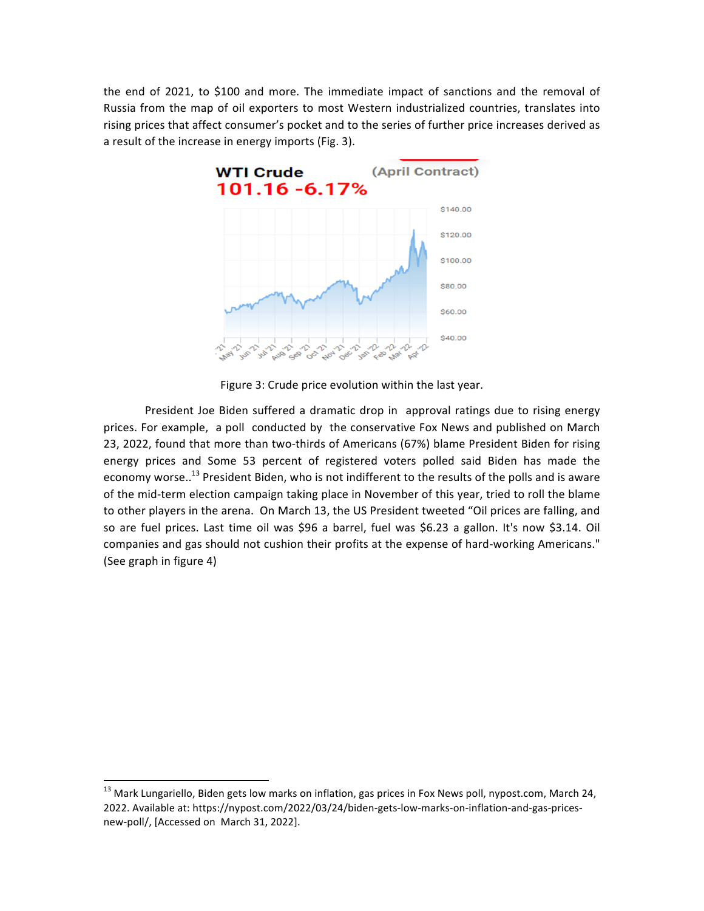the end of 2021, to $100 and more. The immediate impact of sanctions and the removal of Russia from the map of oil exporters to most Western industrialized countries, translates into rising prices that affect consumer's pocket and to the series of further price increases derived as a result of the increase in energy imports (Fig. 3).

Figure 3: Crude price evolution within the last year.

President Joe Biden suffered a dramatic drop in approval ratings due to rising energy prices. For example, a poll conducted by the conservative Fox News and published on March 23, 2022, found that more than two-thirds of Americans (67%) blame President Biden for rising energy prices and Some 53 percent of registered voters polled said Biden has made the economy worse..[13] President Biden, who is not indifferent to the results of the polls and is aware of the mid-term election campaign taking place in November of this year, tried to roll the blame to other players in the arena. On March 13, the US President tweeted "Oil prices are falling, and so are fuel prices. Last time oil was $96 a barrel, fuel was $6.23 a gallon. It's now $3.14. Oil companies and gas should not cushion their profits at the expense of hard-working Americans." (See graph in figure 4)

[13] Mark Lungariello, Biden gets low marks on inflation, gas prices in Fox News poll, nypost.com, March 24, 2022. Available at: https://nypost.com/2022/03/24/biden-gets-low-marks-on-inflation-and-gas-prices-new-poll/, [Accessed on March 31, 2022].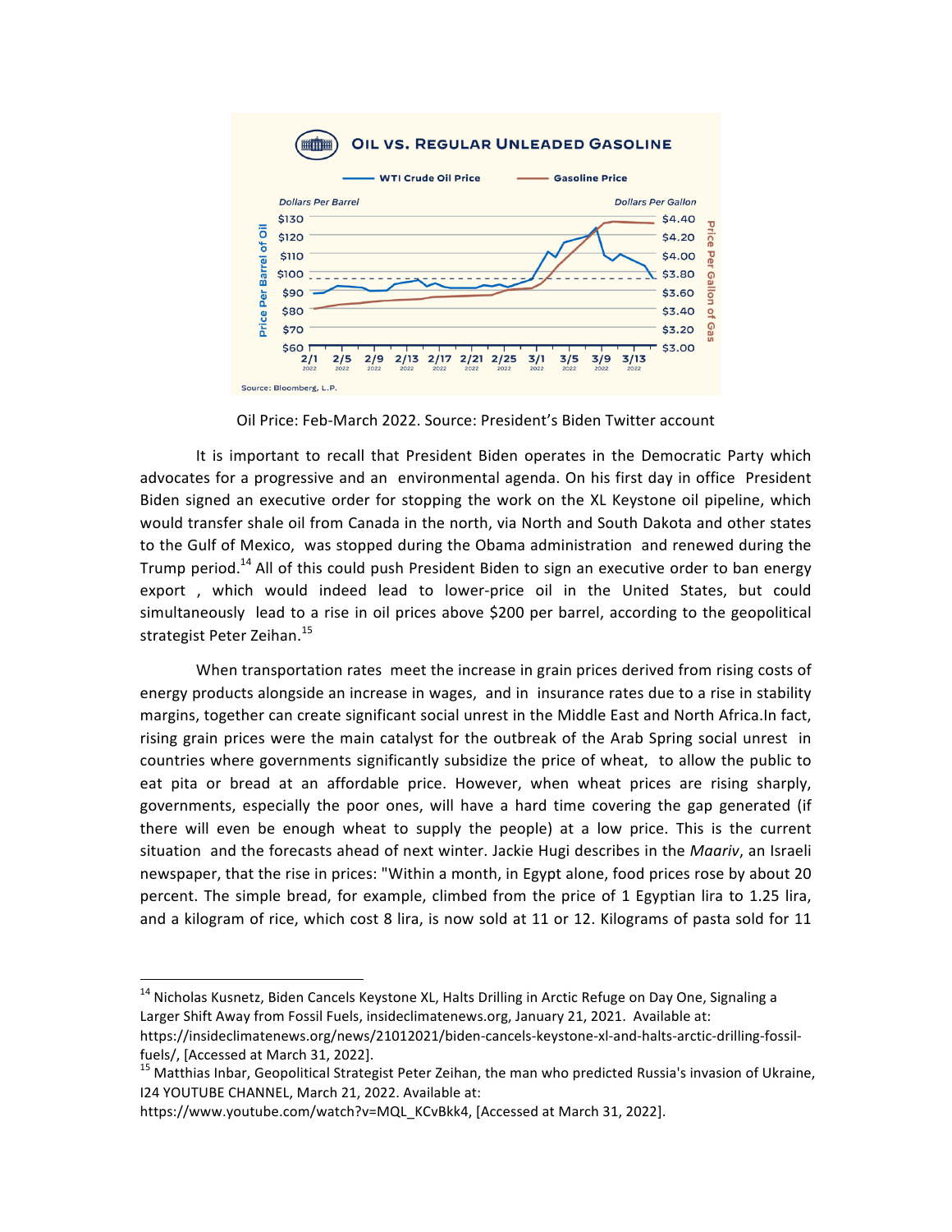Oil Price: Feb-March 2022. Source: President's Biden Twitter account

It is important to recall that President Biden operates in the Democratic Party which advocates for a progressive and an environmental agenda. On his first day in office President Biden signed an executive order for stopping the work on the XL Keystone oil pipeline, which would transfer shale oil from Canada in the north, via North and South Dakota and other states to the Gulf of Mexico, was stopped during the Obama administration and renewed during the Trump period.[14] All of this could push President Biden to sign an executive order to ban energy export , which would indeed lead to lower-price oil in the United States, but could simultaneously lead to a rise in oil prices above $200 per barrel, according to the geopolitical strategist Peter Zeihan.[15]

When transportation rates meet the increase in grain prices derived from rising costs of energy products alongside an increase in wages, and in insurance rates due to a rise in stability margins, together can create significant social unrest in the Middle East and North Africa.In fact, rising grain prices were the main catalyst for the outbreak of the Arab Spring social unrest in countries where governments significantly subsidize the price of wheat, to allow the public to eat pita or bread at an affordable price. However, when wheat prices are rising sharply, governments, especially the poor ones, will have a hard time covering the gap generated (if there will even be enough wheat to supply the people) at a low price. This is the current situation and the forecasts ahead of next winter. Jackie Hugi describes in the *Maariv*, an Israeli newspaper, that the rise in prices: "Within a month, in Egypt alone, food prices rose by about 20 percent. The simple bread, for example, climbed from the price of 1 Egyptian lira to 1.25 lira, and a kilogram of rice, which cost 8 lira, is now sold at 11 or 12. Kilograms of pasta sold for 11

---

[14] Nicholas Kusnetz, Biden Cancels Keystone XL, Halts Drilling in Arctic Refuge on Day One, Signaling a Larger Shift Away from Fossil Fuels, insideclimatenews.org, January 21, 2021. Available at: https://insideclimatenews.org/news/21012021/biden-cancels-keystone-xl-and-halts-arctic-drilling-fossil-fuels/, [Accessed at March 31, 2022].

[15] Matthias Inbar, Geopolitical Strategist Peter Zeihan, the man who predicted Russia's invasion of Ukraine, I24 YOUTUBE CHANNEL, March 21, 2022. Available at: https://www.youtube.com/watch?v=MQL_KCvBkk4, [Accessed at March 31, 2022].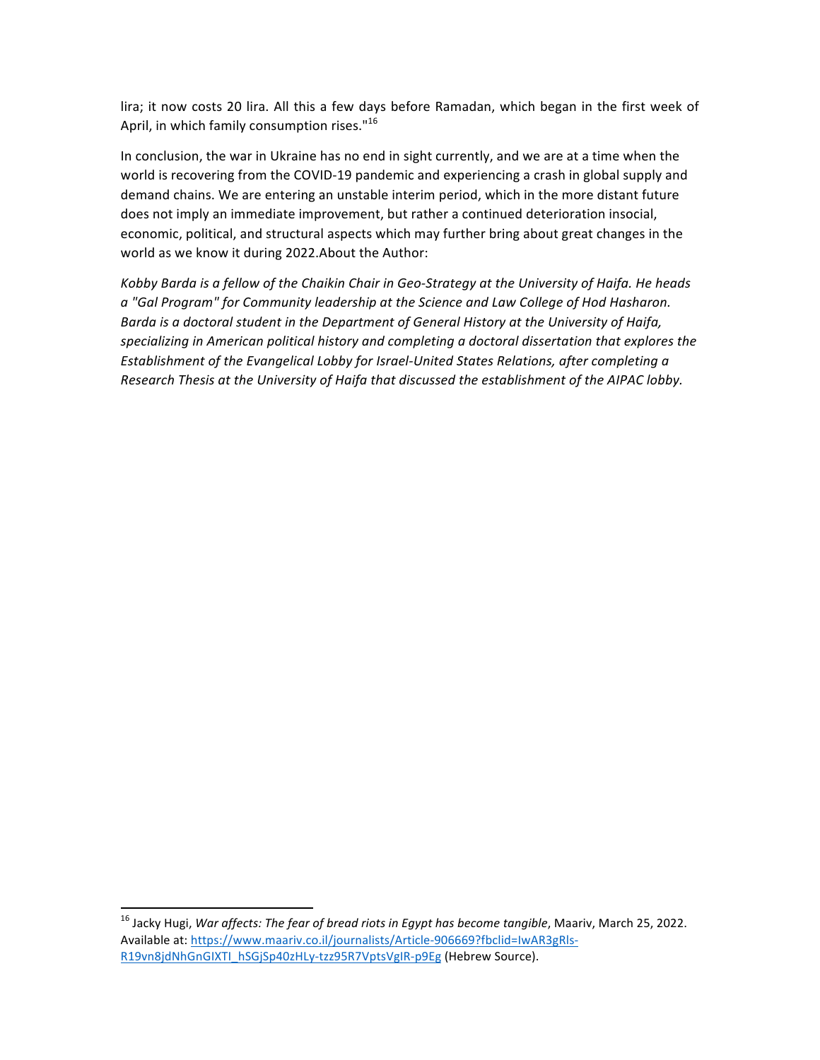lira; it now costs 20 lira. All this a few days before Ramadan, which began in the first week of April, in which family consumption rises."[16]

In conclusion, the war in Ukraine has no end in sight currently, and we are at a time when the world is recovering from the COVID-19 pandemic and experiencing a crash in global supply and demand chains. We are entering an unstable interim period, which in the more distant future does not imply an immediate improvement, but rather a continued deterioration insocial, economic, political, and structural aspects which may further bring about great changes in the world as we know it during 2022.About the Author:

*Kobby Barda is a fellow of the Chaikin Chair in Geo-Strategy at the University of Haifa. He heads a "Gal Program" for Community leadership at the Science and Law College of Hod Hasharon. Barda is a doctoral student in the Department of General History at the University of Haifa, specializing in American political history and completing a doctoral dissertation that explores the Establishment of the Evangelical Lobby for Israel-United States Relations, after completing a Research Thesis at the University of Haifa that discussed the establishment of the AIPAC lobby.*

---

[16] Jacky Hugi, *War affects: The fear of bread riots in Egypt has become tangible*, Maariv, March 25, 2022. Available at: https://www.maariv.co.il/journalists/Article-906669?fbclid=IwAR3gRls-R19vn8jdNhGnGIXTI_hSGjSp40zHLy-tzz95R7VptsVgIR-p9Eg (Hebrew Source).